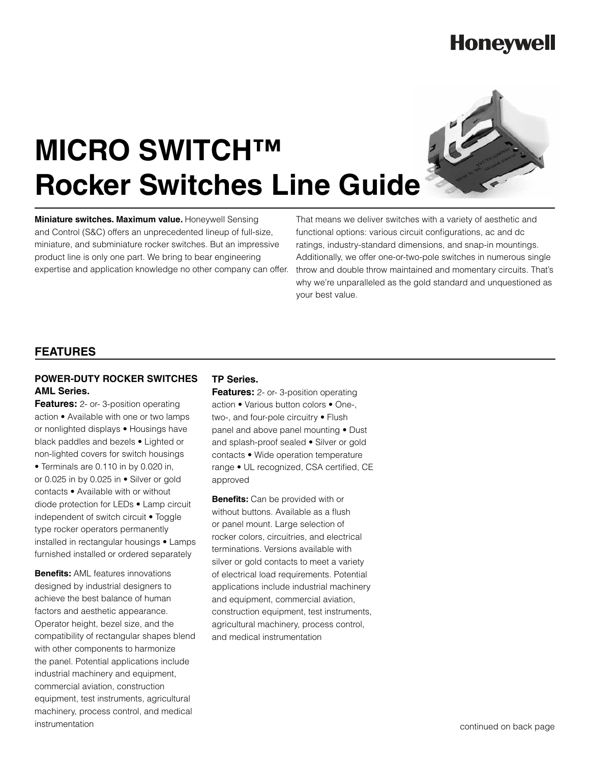Honeywell

# MICRO SWITCH™ Rocker Switches Line Guide

**Miniature switches. Maximum value.** Honeywell Sensing and Control (S&C) offers an unprecedented lineup of full-size, miniature, and subminiature rocker switches. But an impressive product line is only one part. We bring to bear engineering expertise and application knowledge no other company can offer. That means we deliver switches with a variety of aesthetic and functional options: various circuit configurations, ac and dc ratings, industry-standard dimensions, and snap-in mountings. Additionally, we offer one-or-two-pole switches in numerous single throw and double throw maintained and momentary circuits. That's why we're unparalleled as the gold standard and unquestioned as your best value.

## FEATURES

### POWER-DUTY ROCKER SWITCHES AML Series.

**Features:** 2- or- 3-position operating action • Available with one or two lamps or nonlighted displays • Housings have black paddles and bezels • Lighted or non-lighted covers for switch housings • Terminals are 0.110 in by 0.020 in, or 0.025 in by 0.025 in • Silver or gold contacts • Available with or without diode protection for LEDs • Lamp circuit independent of switch circuit • Toggle type rocker operators permanently installed in rectangular housings • Lamps furnished installed or ordered separately

**Benefits:** AML features innovations designed by industrial designers to achieve the best balance of human factors and aesthetic appearance. Operator height, bezel size, and the compatibility of rectangular shapes blend with other components to harmonize the panel. Potential applications include industrial machinery and equipment, commercial aviation, construction equipment, test instruments, agricultural machinery, process control, and medical instrumentation

### TP Series.

**Features:** 2- or- 3-position operating action • Various button colors • One-, two-, and four-pole circuitry • Flush panel and above panel mounting • Dust and splash-proof sealed • Silver or gold contacts • Wide operation temperature range • UL recognized, CSA certified, CE approved

**Benefits:** Can be provided with or without buttons. Available as a flush or panel mount. Large selection of rocker colors, circuitries, and electrical terminations. Versions available with silver or gold contacts to meet a variety of electrical load requirements. Potential applications include industrial machinery and equipment, commercial aviation, construction equipment, test instruments, agricultural machinery, process control, and medical instrumentation

continued on back page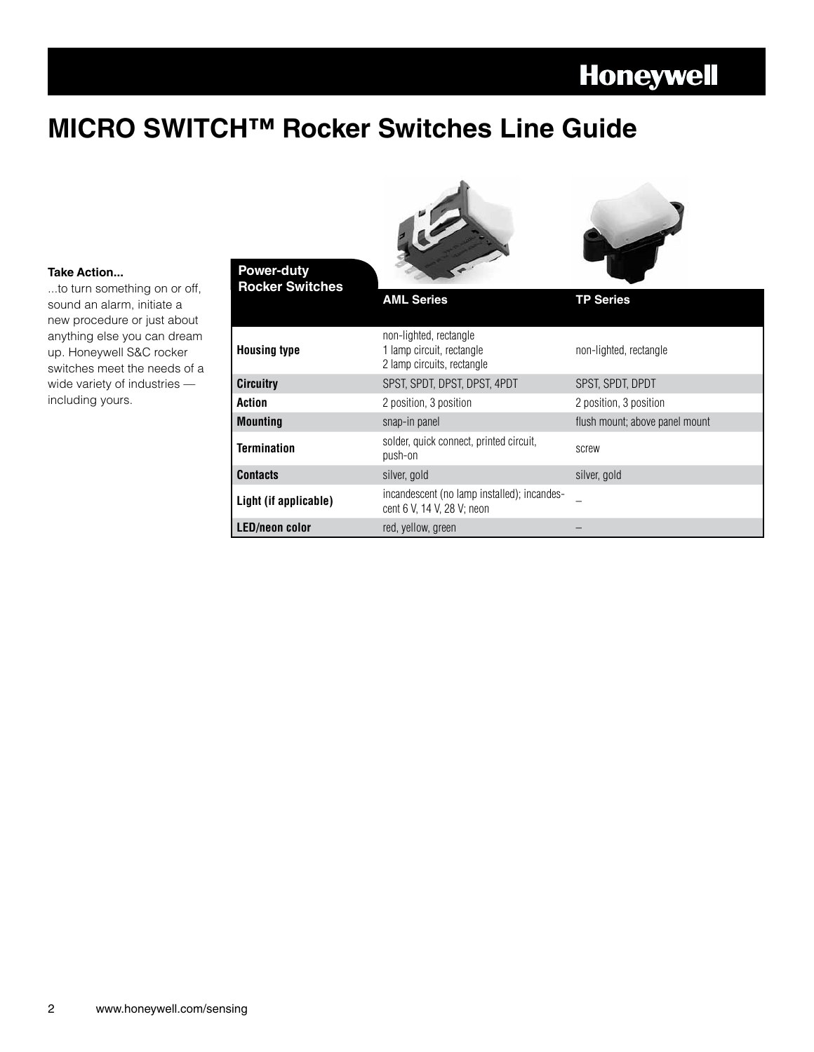# MICRO SWITCH™ Rocker Switches Line Guide

**Take Action...**

...to turn something on or off, sound an alarm, initiate a new procedure or just about anything else you can dream up. Honeywell S&C rocker switches meet the needs of a wide variety of industries — including yours.

| Power-duty Rocker Switches | AML Series | TP Series |
|---|---|---|
| **Housing type** | non-lighted, rectangle<br>1 lamp circuit, rectangle<br>2 lamp circuits, rectangle | non-lighted, rectangle |
| **Circuitry** | SPST, SPDT, DPST, DPST, 4PDT | SPST, SPDT, DPDT |
| **Action** | 2 position, 3 position | 2 position, 3 position |
| **Mounting** | snap-in panel | flush mount; above panel mount |
| **Termination** | solder, quick connect, printed circuit, push-on | screw |
| **Contacts** | silver, gold | silver, gold |
| **Light (if applicable)** | incandescent (no lamp installed); incandescent 6 V, 14 V, 28 V; neon | – |
| **LED/neon color** | red, yellow, green | – |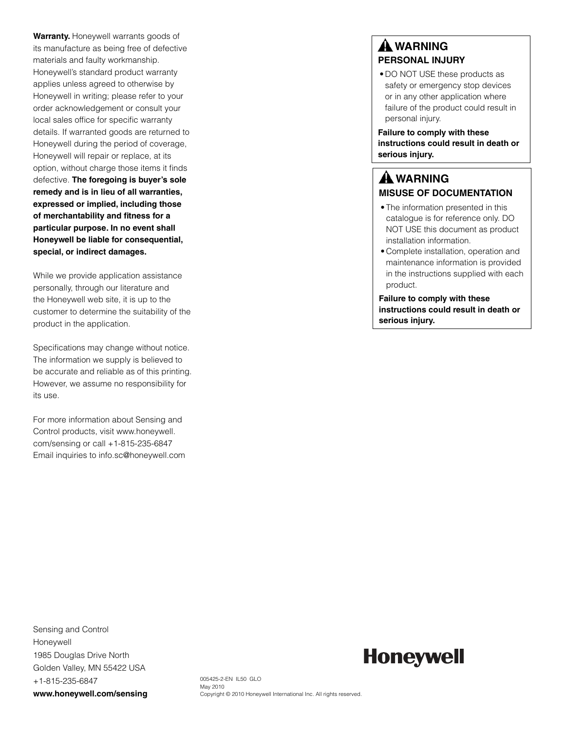**Warranty.** Honeywell warrants goods of its manufacture as being free of defective materials and faulty workmanship. Honeywell's standard product warranty applies unless agreed to otherwise by Honeywell in writing; please refer to your order acknowledgement or consult your local sales office for specific warranty details. If warranted goods are returned to Honeywell during the period of coverage, Honeywell will repair or replace, at its option, without charge those items it finds defective. **The foregoing is buyer's sole remedy and is in lieu of all warranties, expressed or implied, including those of merchantability and fitness for a particular purpose. In no event shall Honeywell be liable for consequential, special, or indirect damages.**

While we provide application assistance personally, through our literature and the Honeywell web site, it is up to the customer to determine the suitability of the product in the application.

Specifications may change without notice. The information we supply is believed to be accurate and reliable as of this printing. However, we assume no responsibility for its use.

For more information about Sensing and Control products, visit www.honeywell.com/sensing or call +1-815-235-6847
Email inquiries to info.sc@honeywell.com

## ⚠ WARNING
### PERSONAL INJURY

- DO NOT USE these products as safety or emergency stop devices or in any other application where failure of the product could result in personal injury.

**Failure to comply with these instructions could result in death or serious injury.**

## ⚠ WARNING
### MISUSE OF DOCUMENTATION

- The information presented in this catalogue is for reference only. DO NOT USE this document as product installation information.
- Complete installation, operation and maintenance information is provided in the instructions supplied with each product.

**Failure to comply with these instructions could result in death or serious injury.**

Sensing and Control
Honeywell
1985 Douglas Drive North
Golden Valley, MN 55422 USA
+1-815-235-6847
**www.honeywell.com/sensing**

005425-2-EN IL50 GLO
May 2010
Copyright © 2010 Honeywell International Inc. All rights reserved.

**Honeywell**